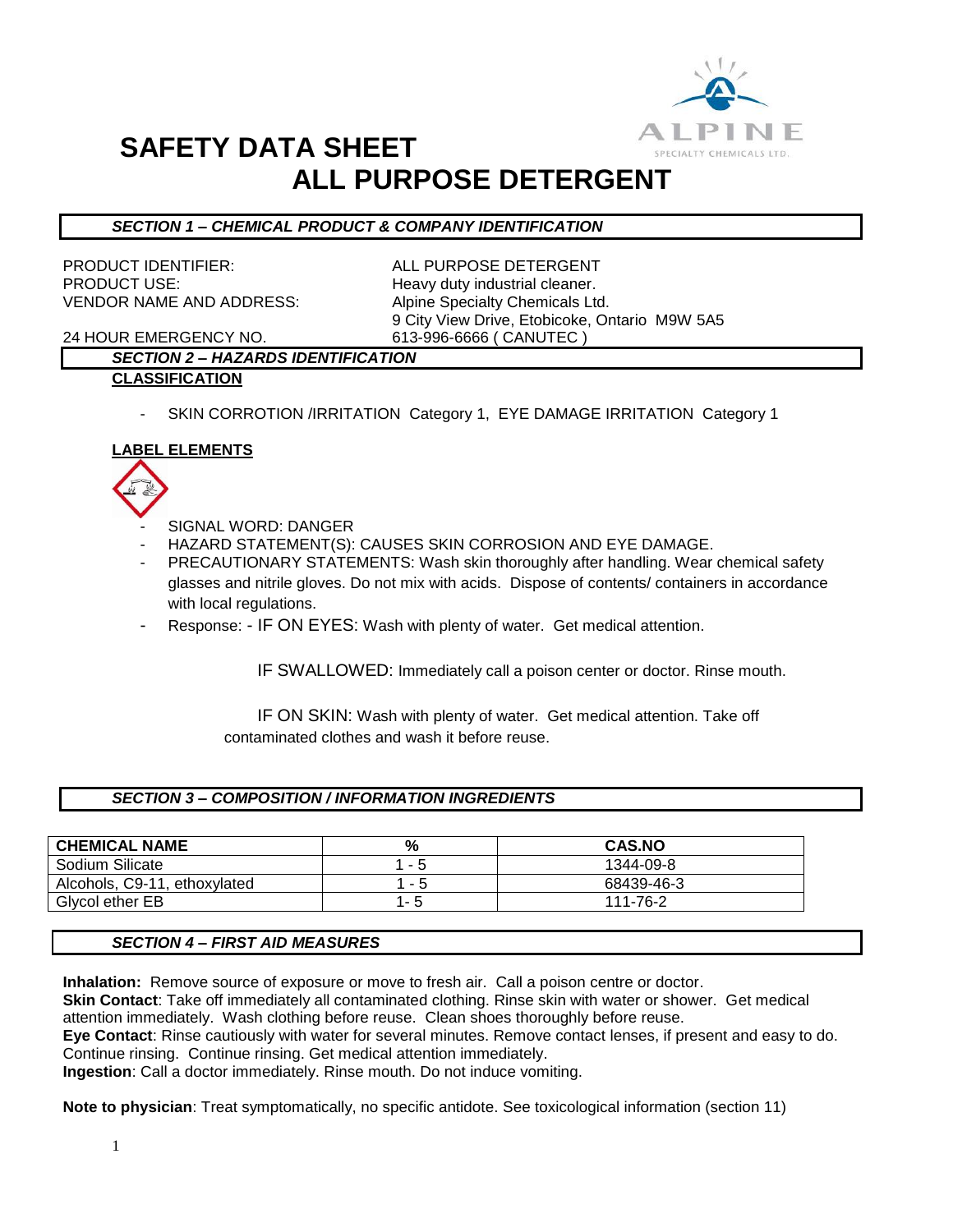# SAFETY DATA SHEET
# ALL PURPOSE DETERGENT

## SECTION 1 – CHEMICAL PRODUCT & COMPANY IDENTIFICATION

PRODUCT IDENTIFIER: ALL PURPOSE DETERGENT
PRODUCT USE: Heavy duty industrial cleaner.
VENDOR NAME AND ADDRESS: Alpine Specialty Chemicals Ltd.
9 City View Drive, Etobicoke, Ontario M9W 5A5
24 HOUR EMERGENCY NO. 613-996-6666 ( CANUTEC )

## SECTION 2 – HAZARDS IDENTIFICATION

**CLASSIFICATION**

- SKIN CORROTION /IRRITATION Category 1, EYE DAMAGE IRRITATION Category 1

**LABEL ELEMENTS**

- SIGNAL WORD: DANGER
- HAZARD STATEMENT(S): CAUSES SKIN CORROSION AND EYE DAMAGE.
- PRECAUTIONARY STATEMENTS: Wash skin thoroughly after handling. Wear chemical safety glasses and nitrile gloves. Do not mix with acids. Dispose of contents/ containers in accordance with local regulations.
- Response: - IF ON EYES: Wash with plenty of water. Get medical attention.

  IF SWALLOWED: Immediately call a poison center or doctor. Rinse mouth.

  IF ON SKIN: Wash with plenty of water. Get medical attention. Take off contaminated clothes and wash it before reuse.

## SECTION 3 – COMPOSITION / INFORMATION INGREDIENTS

| CHEMICAL NAME | % | CAS.NO |
|---|---|---|
| Sodium Silicate | 1 - 5 | 1344-09-8 |
| Alcohols, C9-11, ethoxylated | 1 - 5 | 68439-46-3 |
| Glycol ether EB | 1- 5 | 111-76-2 |

## SECTION 4 – FIRST AID MEASURES

**Inhalation:** Remove source of exposure or move to fresh air. Call a poison centre or doctor.
**Skin Contact**: Take off immediately all contaminated clothing. Rinse skin with water or shower. Get medical attention immediately. Wash clothing before reuse. Clean shoes thoroughly before reuse.
**Eye Contact**: Rinse cautiously with water for several minutes. Remove contact lenses, if present and easy to do. Continue rinsing. Continue rinsing. Get medical attention immediately.
**Ingestion**: Call a doctor immediately. Rinse mouth. Do not induce vomiting.

**Note to physician**: Treat symptomatically, no specific antidote. See toxicological information (section 11)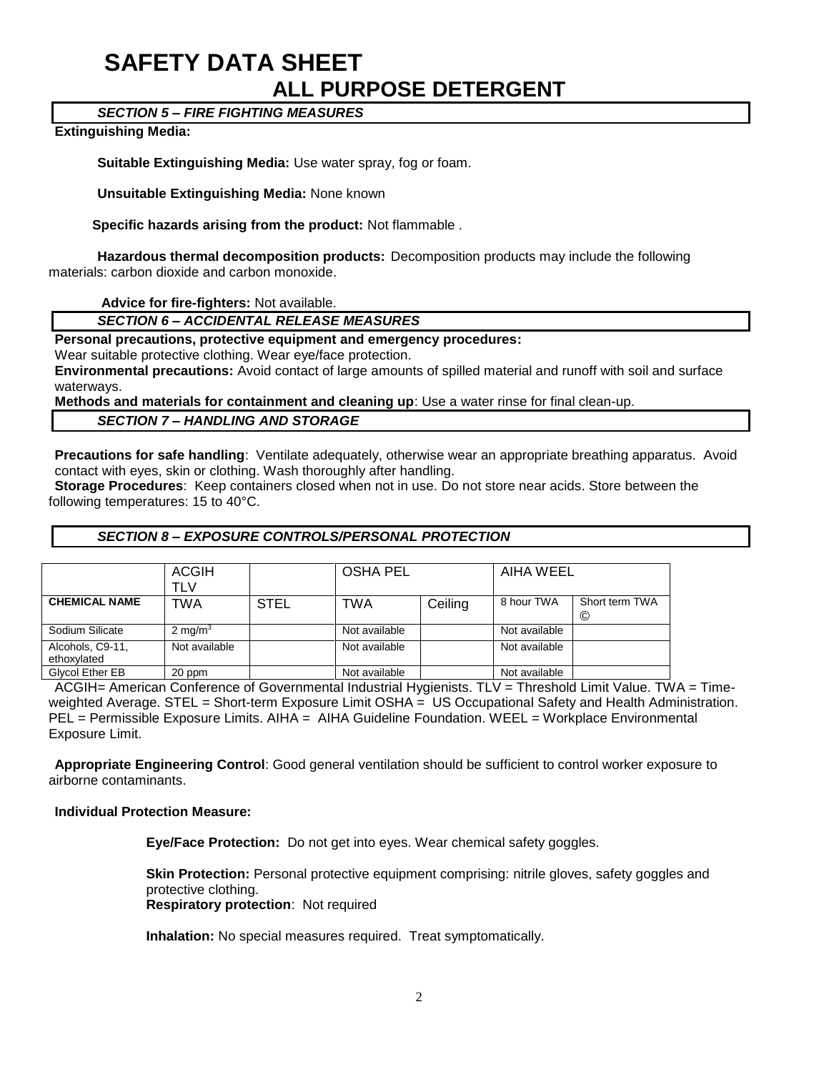# SAFETY DATA SHEET

## ALL PURPOSE DETERGENT

### *SECTION 5 – FIRE FIGHTING MEASURES*

**Extinguishing Media:**

**Suitable Extinguishing Media:** Use water spray, fog or foam.

**Unsuitable Extinguishing Media:** None known

**Specific hazards arising from the product:** Not flammable .

**Hazardous thermal decomposition products:** Decomposition products may include the following materials: carbon dioxide and carbon monoxide.

**Advice for fire-fighters:** Not available.

### *SECTION 6 – ACCIDENTAL RELEASE MEASURES*

**Personal precautions, protective equipment and emergency procedures:**
Wear suitable protective clothing. Wear eye/face protection.

**Environmental precautions:** Avoid contact of large amounts of spilled material and runoff with soil and surface waterways.

**Methods and materials for containment and cleaning up**: Use a water rinse for final clean-up.

### *SECTION 7 – HANDLING AND STORAGE*

**Precautions for safe handling**: Ventilate adequately, otherwise wear an appropriate breathing apparatus. Avoid contact with eyes, skin or clothing. Wash thoroughly after handling.

**Storage Procedures**: Keep containers closed when not in use. Do not store near acids. Store between the following temperatures: 15 to 40°C.

### *SECTION 8 – EXPOSURE CONTROLS/PERSONAL PROTECTION*

| | ACGIH TLV | | OSHA PEL | | AIHA WEEL | |
|---|---|---|---|---|---|---|
| **CHEMICAL NAME** | TWA | STEL | TWA | Ceiling | 8 hour TWA | Short term TWA © |
| Sodium Silicate | 2 $mg/m^3$ | | Not available | | Not available | |
| Alcohols, C9-11, ethoxylated | Not available | | Not available | | Not available | |
| Glycol Ether EB | 20 ppm | | Not available | | Not available | |

ACGIH= American Conference of Governmental Industrial Hygienists. TLV = Threshold Limit Value. TWA = Time-weighted Average. STEL = Short-term Exposure Limit OSHA = US Occupational Safety and Health Administration. PEL = Permissible Exposure Limits. AIHA = AIHA Guideline Foundation. WEEL = Workplace Environmental Exposure Limit.

**Appropriate Engineering Control**: Good general ventilation should be sufficient to control worker exposure to airborne contaminants.

**Individual Protection Measure:**

**Eye/Face Protection:** Do not get into eyes. Wear chemical safety goggles.

**Skin Protection:** Personal protective equipment comprising: nitrile gloves, safety goggles and protective clothing.

**Respiratory protection**: Not required

**Inhalation:** No special measures required. Treat symptomatically.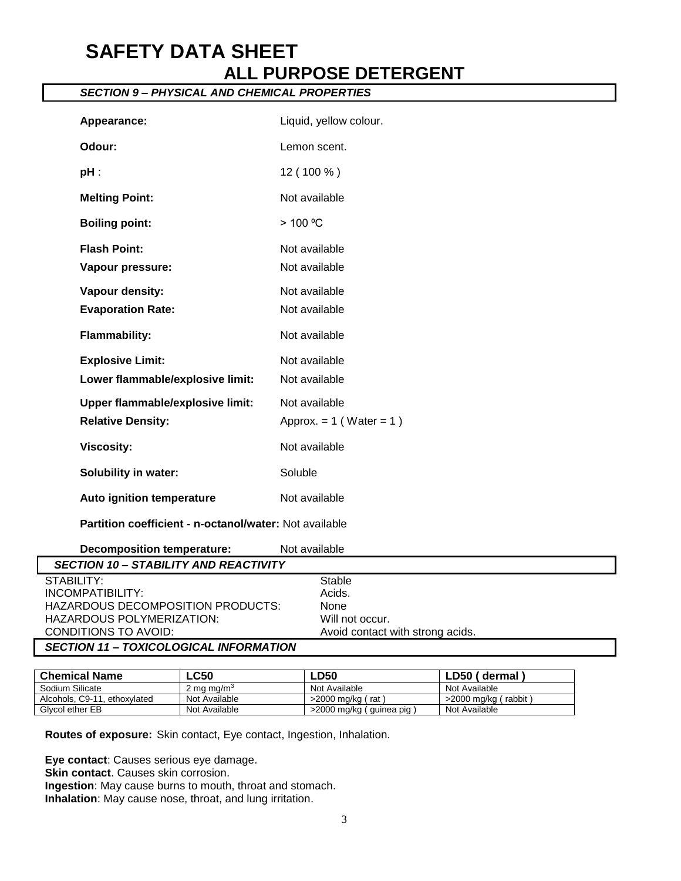# SAFETY DATA SHEET

## ALL PURPOSE DETERGENT

### SECTION 9 – PHYSICAL AND CHEMICAL PROPERTIES

**Appearance:** Liquid, yellow colour.

**Odour:** Lemon scent.

**pH** : 12 ( 100 % )

**Melting Point:** Not available

**Boiling point:** > 100 ºC

**Flash Point:** Not available

**Vapour pressure:** Not available

**Vapour density:** Not available

**Evaporation Rate:** Not available

**Flammability:** Not available

**Explosive Limit:** Not available

**Lower flammable/explosive limit:** Not available

**Upper flammable/explosive limit:** Not available

**Relative Density:** Approx. = 1 ( Water = 1 )

**Viscosity:** Not available

**Solubility in water:** Soluble

**Auto ignition temperature** Not available

**Partition coefficient - n-octanol/water:** Not available

**Decomposition temperature:** Not available

### SECTION 10 – STABILITY AND REACTIVITY

STABILITY: Stable

INCOMPATIBILITY: Acids.

HAZARDOUS DECOMPOSITION PRODUCTS: None

HAZARDOUS POLYMERIZATION: Will not occur.

CONDITIONS TO AVOID: Avoid contact with strong acids.

### SECTION 11 – TOXICOLOGICAL INFORMATION

| Chemical Name | LC50 | LD50 | LD50 ( dermal ) |
|---|---|---|---|
| Sodium Silicate | 2 mg mg/m$^3$ | Not Available | Not Available |
| Alcohols, C9-11, ethoxylated | Not Available | >2000 mg/kg ( rat ) | >2000 mg/kg ( rabbit ) |
| Glycol ether EB | Not Available | >2000 mg/kg ( guinea pig ) | Not Available |

**Routes of exposure:** Skin contact, Eye contact, Ingestion, Inhalation.

**Eye contact**: Causes serious eye damage.
**Skin contact**. Causes skin corrosion.
**Ingestion**: May cause burns to mouth, throat and stomach.
**Inhalation**: May cause nose, throat, and lung irritation.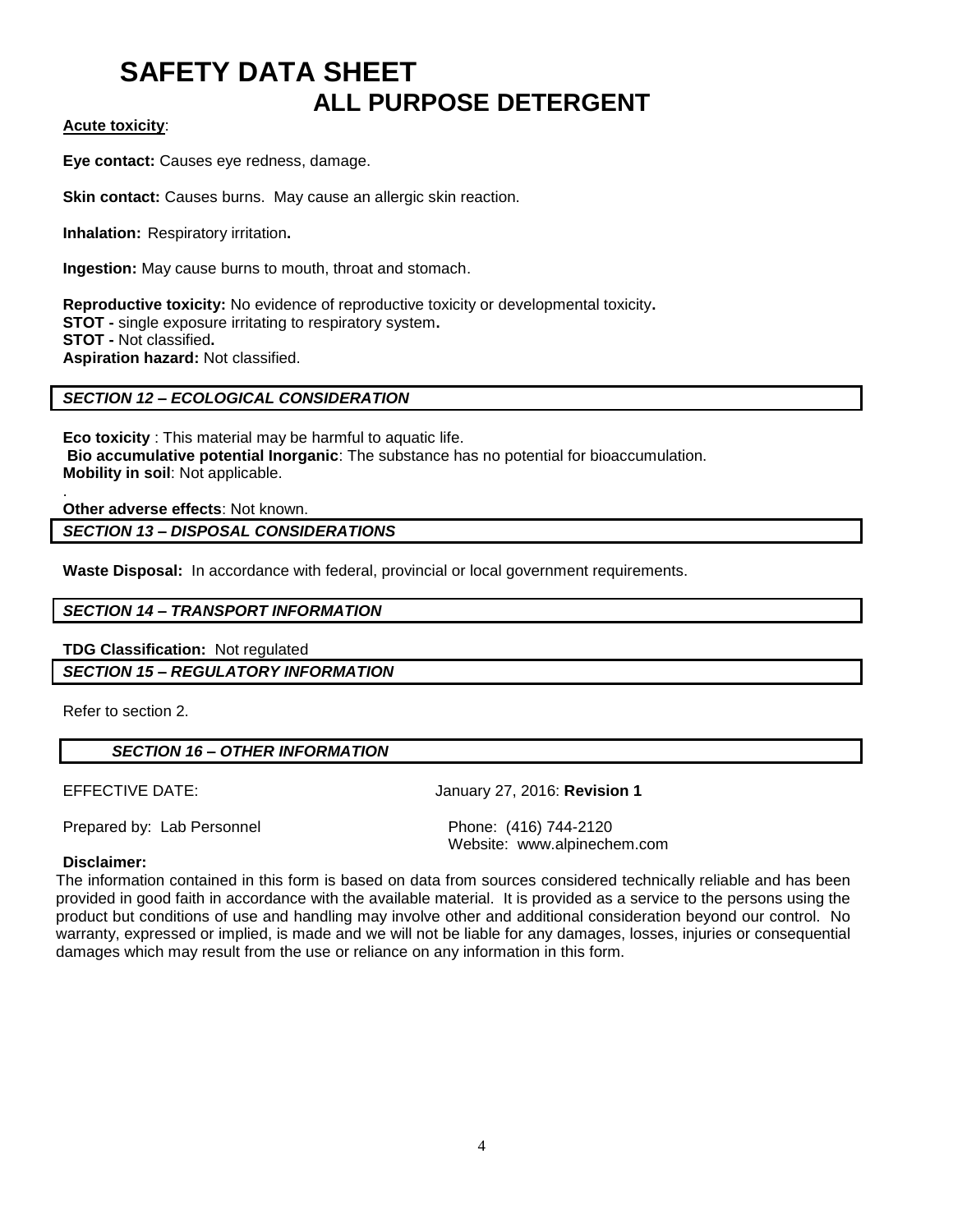# SAFETY DATA SHEET
## ALL PURPOSE DETERGENT

**Acute toxicity**:

**Eye contact:** Causes eye redness, damage.

**Skin contact:** Causes burns. May cause an allergic skin reaction.

**Inhalation:** Respiratory irritation**.**

**Ingestion:** May cause burns to mouth, throat and stomach.

**Reproductive toxicity:** No evidence of reproductive toxicity or developmental toxicity**.**
**STOT -** single exposure irritating to respiratory system**.**
**STOT -** Not classified**.**
**Aspiration hazard:** Not classified.

### *SECTION 12 – ECOLOGICAL CONSIDERATION*

**Eco toxicity** : This material may be harmful to aquatic life.
**Bio accumulative potential Inorganic**: The substance has no potential for bioaccumulation.
**Mobility in soil**: Not applicable.
.
**Other adverse effects**: Not known.

### *SECTION 13 – DISPOSAL CONSIDERATIONS*

**Waste Disposal:** In accordance with federal, provincial or local government requirements.

### *SECTION 14 – TRANSPORT INFORMATION*

**TDG Classification:** Not regulated

### *SECTION 15 – REGULATORY INFORMATION*

Refer to section 2.

### *SECTION 16 – OTHER INFORMATION*

EFFECTIVE DATE: January 27, 2016: **Revision 1**

Prepared by: Lab Personnel

Phone: (416) 744-2120
Website: www.alpinechem.com

**Disclaimer:**
The information contained in this form is based on data from sources considered technically reliable and has been provided in good faith in accordance with the available material. It is provided as a service to the persons using the product but conditions of use and handling may involve other and additional consideration beyond our control. No warranty, expressed or implied, is made and we will not be liable for any damages, losses, injuries or consequential damages which may result from the use or reliance on any information in this form.